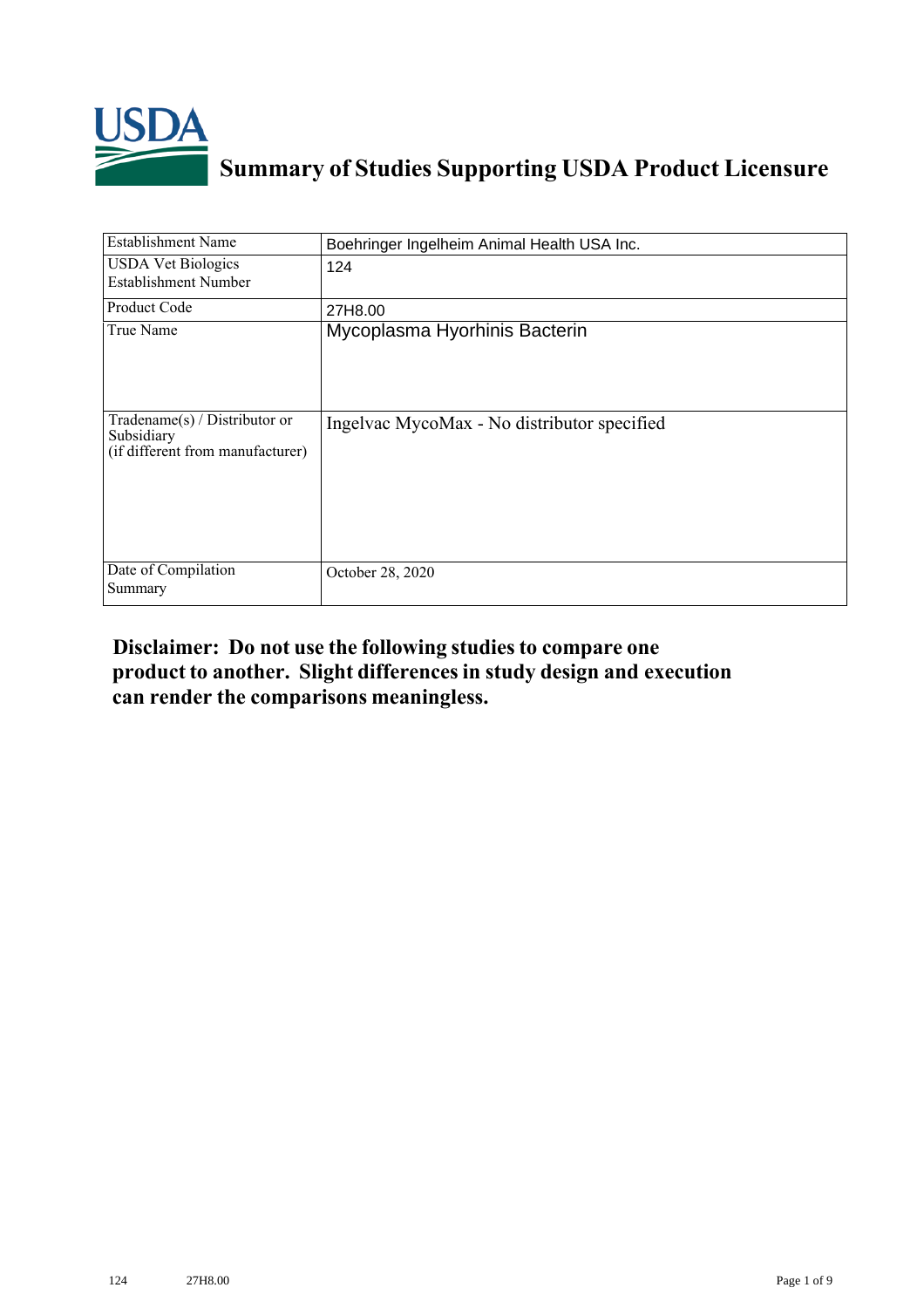# Summary of Studies Supporting USDA Product Licensure

| Establishment Name | Boehringer Ingelheim Animal Health USA Inc. |
|---|---|
| USDA Vet Biologics Establishment Number | 124 |
| Product Code | 27H8.00 |
| True Name | Mycoplasma Hyorhinis Bacterin |
| Tradename(s) / Distributor or Subsidiary (if different from manufacturer) | Ingelvac MycoMax - No distributor specified |
| Date of Compilation Summary | October 28, 2020 |

**Disclaimer: Do not use the following studies to compare one product to another. Slight differences in study design and execution can render the comparisons meaningless.**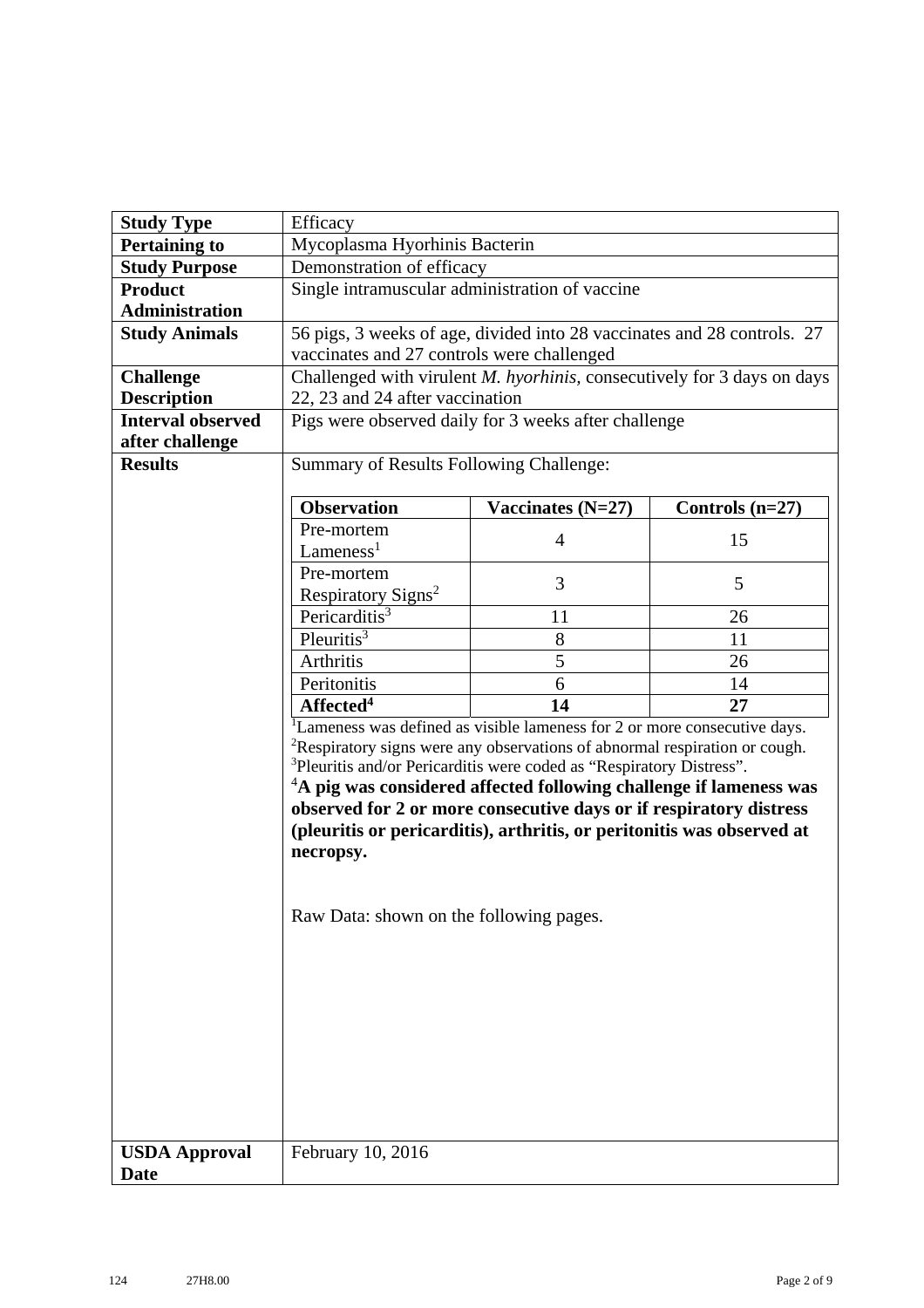| **Study Type** | Efficacy |
|---|---|
| **Pertaining to** | Mycoplasma Hyorhinis Bacterin |
| **Study Purpose** | Demonstration of efficacy |
| **Product Administration** | Single intramuscular administration of vaccine |
| **Study Animals** | 56 pigs, 3 weeks of age, divided into 28 vaccinates and 28 controls. 27 vaccinates and 27 controls were challenged |
| **Challenge Description** | Challenged with virulent *M. hyorhinis*, consecutively for 3 days on days 22, 23 and 24 after vaccination |
| **Interval observed after challenge** | Pigs were observed daily for 3 weeks after challenge |
| **Results** | Summary of Results Following Challenge: (see table below) |
| **USDA Approval Date** | February 10, 2016 |

Summary of Results Following Challenge:

| Observation | Vaccinates (N=27) | Controls (n=27) |
|---|---|---|
| Pre-mortem Lameness[1] | 4 | 15 |
| Pre-mortem Respiratory Signs[2] | 3 | 5 |
| Pericarditis[3] | 11 | 26 |
| Pleuritis[3] | 8 | 11 |
| Arthritis | 5 | 26 |
| Peritonitis | 6 | 14 |
| **Affected[4]** | **14** | **27** |

[1]Lameness was defined as visible lameness for 2 or more consecutive days.
[2]Respiratory signs were any observations of abnormal respiration or cough.
[3]Pleuritis and/or Pericarditis were coded as "Respiratory Distress".
[4]**A pig was considered affected following challenge if lameness was observed for 2 or more consecutive days or if respiratory distress (pleuritis or pericarditis), arthritis, or peritonitis was observed at necropsy.**

Raw Data: shown on the following pages.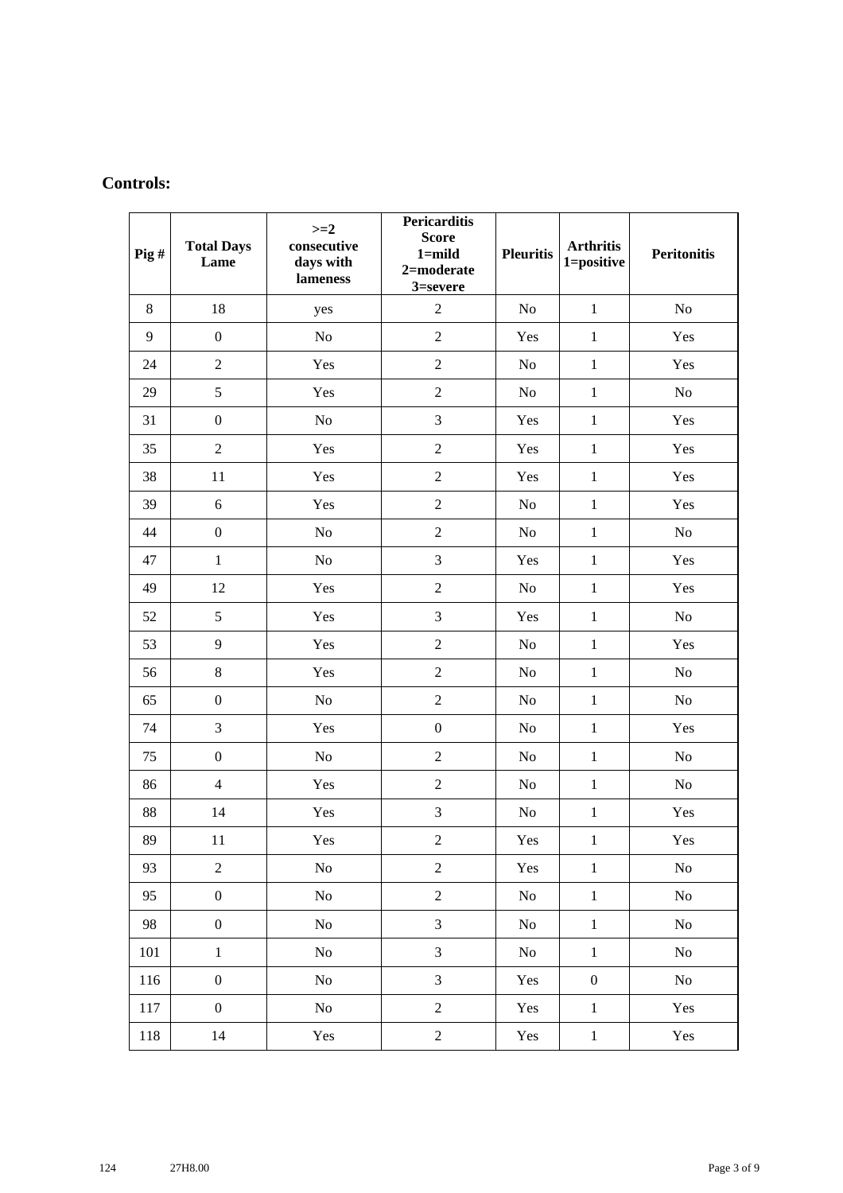**Controls:**

| Pig # | Total Days Lame | >=2 consecutive days with lameness | Pericarditis Score 1=mild 2=moderate 3=severe | Pleuritis | Arthritis 1=positive | Peritonitis |
|---|---|---|---|---|---|---|
| 8 | 18 | yes | 2 | No | 1 | No |
| 9 | 0 | No | 2 | Yes | 1 | Yes |
| 24 | 2 | Yes | 2 | No | 1 | Yes |
| 29 | 5 | Yes | 2 | No | 1 | No |
| 31 | 0 | No | 3 | Yes | 1 | Yes |
| 35 | 2 | Yes | 2 | Yes | 1 | Yes |
| 38 | 11 | Yes | 2 | Yes | 1 | Yes |
| 39 | 6 | Yes | 2 | No | 1 | Yes |
| 44 | 0 | No | 2 | No | 1 | No |
| 47 | 1 | No | 3 | Yes | 1 | Yes |
| 49 | 12 | Yes | 2 | No | 1 | Yes |
| 52 | 5 | Yes | 3 | Yes | 1 | No |
| 53 | 9 | Yes | 2 | No | 1 | Yes |
| 56 | 8 | Yes | 2 | No | 1 | No |
| 65 | 0 | No | 2 | No | 1 | No |
| 74 | 3 | Yes | 0 | No | 1 | Yes |
| 75 | 0 | No | 2 | No | 1 | No |
| 86 | 4 | Yes | 2 | No | 1 | No |
| 88 | 14 | Yes | 3 | No | 1 | Yes |
| 89 | 11 | Yes | 2 | Yes | 1 | Yes |
| 93 | 2 | No | 2 | Yes | 1 | No |
| 95 | 0 | No | 2 | No | 1 | No |
| 98 | 0 | No | 3 | No | 1 | No |
| 101 | 1 | No | 3 | No | 1 | No |
| 116 | 0 | No | 3 | Yes | 0 | No |
| 117 | 0 | No | 2 | Yes | 1 | Yes |
| 118 | 14 | Yes | 2 | Yes | 1 | Yes |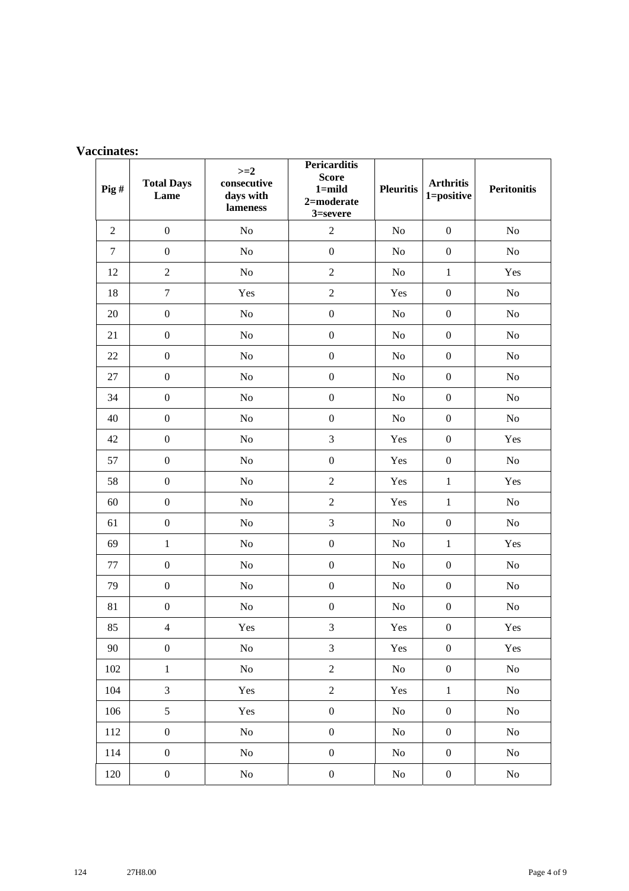**Vaccinates:**

| Pig # | Total Days Lame | >=2 consecutive days with lameness | Pericarditis Score 1=mild 2=moderate 3=severe | Pleuritis | Arthritis 1=positive | Peritonitis |
|---|---|---|---|---|---|---|
| 2 | 0 | No | 2 | No | 0 | No |
| 7 | 0 | No | 0 | No | 0 | No |
| 12 | 2 | No | 2 | No | 1 | Yes |
| 18 | 7 | Yes | 2 | Yes | 0 | No |
| 20 | 0 | No | 0 | No | 0 | No |
| 21 | 0 | No | 0 | No | 0 | No |
| 22 | 0 | No | 0 | No | 0 | No |
| 27 | 0 | No | 0 | No | 0 | No |
| 34 | 0 | No | 0 | No | 0 | No |
| 40 | 0 | No | 0 | No | 0 | No |
| 42 | 0 | No | 3 | Yes | 0 | Yes |
| 57 | 0 | No | 0 | Yes | 0 | No |
| 58 | 0 | No | 2 | Yes | 1 | Yes |
| 60 | 0 | No | 2 | Yes | 1 | No |
| 61 | 0 | No | 3 | No | 0 | No |
| 69 | 1 | No | 0 | No | 1 | Yes |
| 77 | 0 | No | 0 | No | 0 | No |
| 79 | 0 | No | 0 | No | 0 | No |
| 81 | 0 | No | 0 | No | 0 | No |
| 85 | 4 | Yes | 3 | Yes | 0 | Yes |
| 90 | 0 | No | 3 | Yes | 0 | Yes |
| 102 | 1 | No | 2 | No | 0 | No |
| 104 | 3 | Yes | 2 | Yes | 1 | No |
| 106 | 5 | Yes | 0 | No | 0 | No |
| 112 | 0 | No | 0 | No | 0 | No |
| 114 | 0 | No | 0 | No | 0 | No |
| 120 | 0 | No | 0 | No | 0 | No |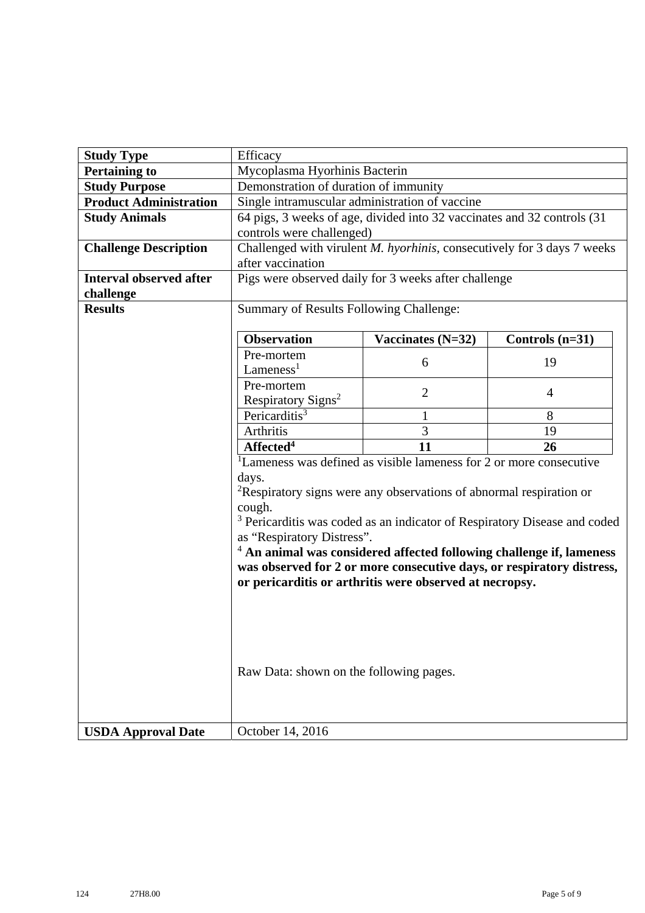| Study Type | Efficacy |
|---|---|
| **Pertaining to** | Mycoplasma Hyorhinis Bacterin |
| **Study Purpose** | Demonstration of duration of immunity |
| **Product Administration** | Single intramuscular administration of vaccine |
| **Study Animals** | 64 pigs, 3 weeks of age, divided into 32 vaccinates and 32 controls (31 controls were challenged) |
| **Challenge Description** | Challenged with virulent *M. hyorhinis,* consecutively for 3 days 7 weeks after vaccination |
| **Interval observed after challenge** | Pigs were observed daily for 3 weeks after challenge |
| **Results** | Summary of Results Following Challenge: (see table below) |
| **USDA Approval Date** | October 14, 2016 |

Summary of Results Following Challenge:

| Observation | Vaccinates (N=32) | Controls (n=31) |
|---|---|---|
| Pre-mortem Lameness[1] | 6 | 19 |
| Pre-mortem Respiratory Signs[2] | 2 | 4 |
| Pericarditis[3] | 1 | 8 |
| Arthritis | 3 | 19 |
| **Affected[4]** | **11** | **26** |

[1]Lameness was defined as visible lameness for 2 or more consecutive days.

[2]Respiratory signs were any observations of abnormal respiration or cough.

[3] Pericarditis was coded as an indicator of Respiratory Disease and coded as "Respiratory Distress".

[4] **An animal was considered affected following challenge if, lameness was observed for 2 or more consecutive days, or respiratory distress, or pericarditis or arthritis were observed at necropsy.**

Raw Data: shown on the following pages.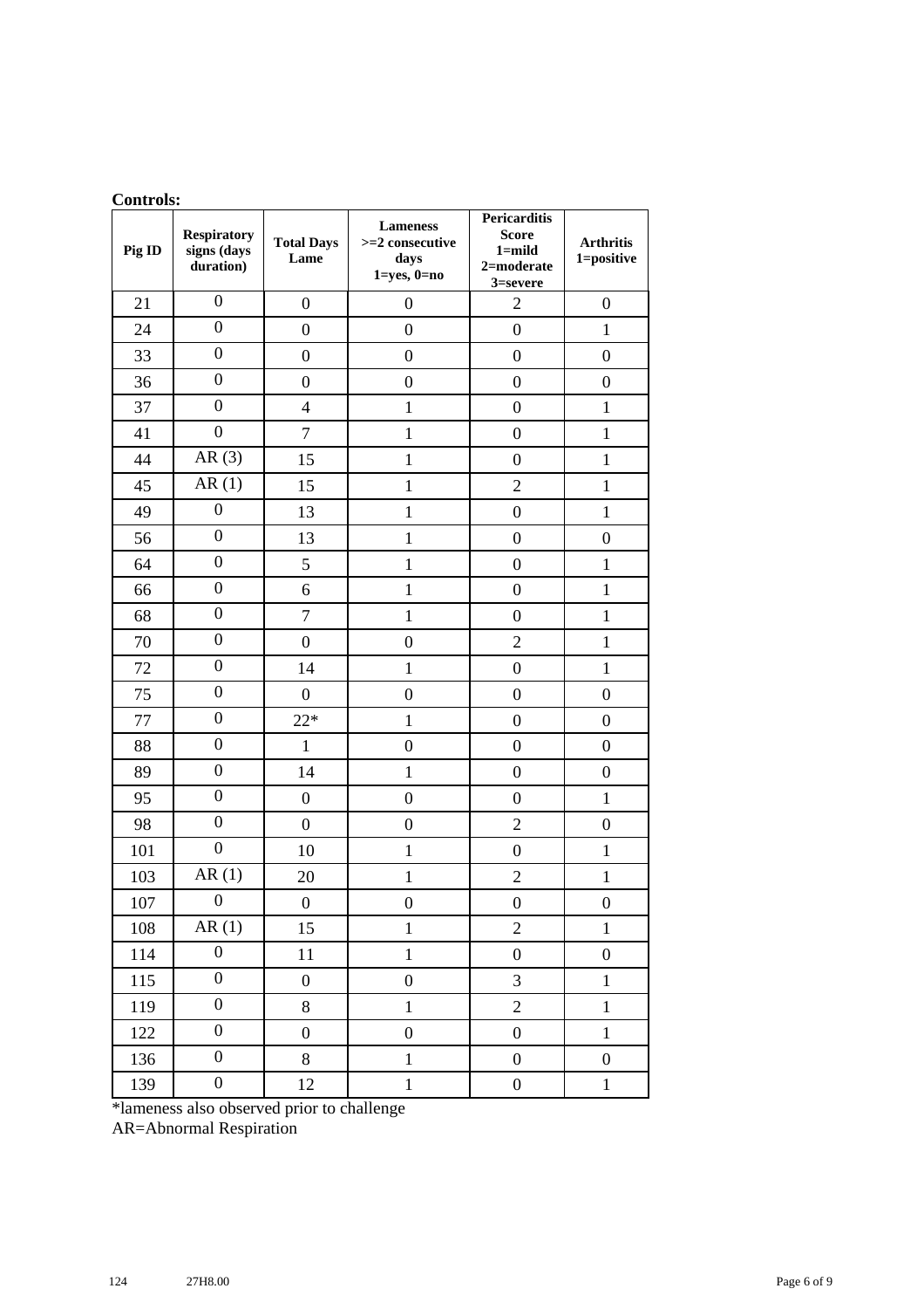**Controls:**

| Pig ID | Respiratory signs (days duration) | Total Days Lame | Lameness >=2 consecutive days 1=yes, 0=no | Pericarditis Score 1=mild 2=moderate 3=severe | Arthritis 1=positive |
|---|---|---|---|---|---|
| 21 | 0 | 0 | 0 | 2 | 0 |
| 24 | 0 | 0 | 0 | 0 | 1 |
| 33 | 0 | 0 | 0 | 0 | 0 |
| 36 | 0 | 0 | 0 | 0 | 0 |
| 37 | 0 | 4 | 1 | 0 | 1 |
| 41 | 0 | 7 | 1 | 0 | 1 |
| 44 | AR (3) | 15 | 1 | 0 | 1 |
| 45 | AR (1) | 15 | 1 | 2 | 1 |
| 49 | 0 | 13 | 1 | 0 | 1 |
| 56 | 0 | 13 | 1 | 0 | 0 |
| 64 | 0 | 5 | 1 | 0 | 1 |
| 66 | 0 | 6 | 1 | 0 | 1 |
| 68 | 0 | 7 | 1 | 0 | 1 |
| 70 | 0 | 0 | 0 | 2 | 1 |
| 72 | 0 | 14 | 1 | 0 | 1 |
| 75 | 0 | 0 | 0 | 0 | 0 |
| 77 | 0 | 22* | 1 | 0 | 0 |
| 88 | 0 | 1 | 0 | 0 | 0 |
| 89 | 0 | 14 | 1 | 0 | 0 |
| 95 | 0 | 0 | 0 | 0 | 1 |
| 98 | 0 | 0 | 0 | 2 | 0 |
| 101 | 0 | 10 | 1 | 0 | 1 |
| 103 | AR (1) | 20 | 1 | 2 | 1 |
| 107 | 0 | 0 | 0 | 0 | 0 |
| 108 | AR (1) | 15 | 1 | 2 | 1 |
| 114 | 0 | 11 | 1 | 0 | 0 |
| 115 | 0 | 0 | 0 | 3 | 1 |
| 119 | 0 | 8 | 1 | 2 | 1 |
| 122 | 0 | 0 | 0 | 0 | 1 |
| 136 | 0 | 8 | 1 | 0 | 0 |
| 139 | 0 | 12 | 1 | 0 | 1 |

*lameness also observed prior to challenge
AR=Abnormal Respiration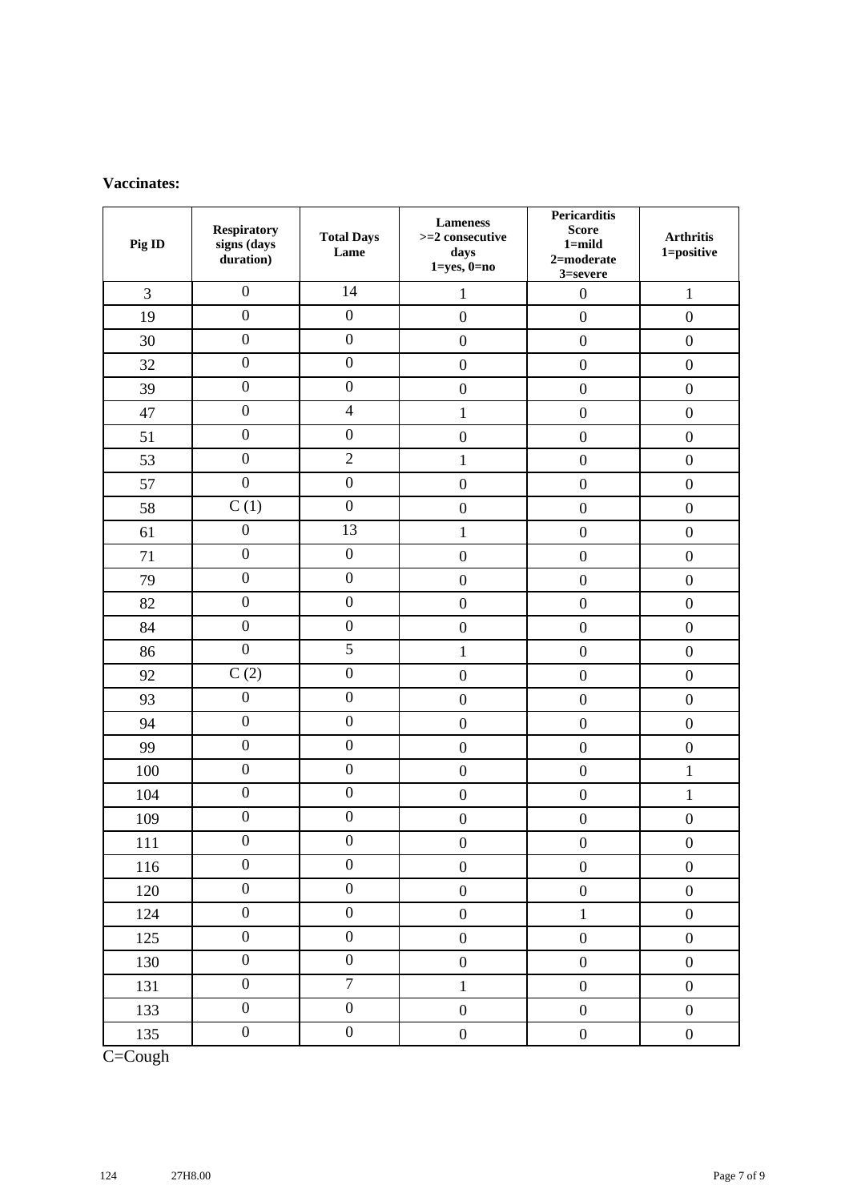**Vaccinates:**

| Pig ID | Respiratory signs (days duration) | Total Days Lame | Lameness >=2 consecutive days 1=yes, 0=no | Pericarditis Score 1=mild 2=moderate 3=severe | Arthritis 1=positive |
|---|---|---|---|---|---|
| 3 | 0 | 14 | 1 | 0 | 1 |
| 19 | 0 | 0 | 0 | 0 | 0 |
| 30 | 0 | 0 | 0 | 0 | 0 |
| 32 | 0 | 0 | 0 | 0 | 0 |
| 39 | 0 | 0 | 0 | 0 | 0 |
| 47 | 0 | 4 | 1 | 0 | 0 |
| 51 | 0 | 0 | 0 | 0 | 0 |
| 53 | 0 | 2 | 1 | 0 | 0 |
| 57 | 0 | 0 | 0 | 0 | 0 |
| 58 | C (1) | 0 | 0 | 0 | 0 |
| 61 | 0 | 13 | 1 | 0 | 0 |
| 71 | 0 | 0 | 0 | 0 | 0 |
| 79 | 0 | 0 | 0 | 0 | 0 |
| 82 | 0 | 0 | 0 | 0 | 0 |
| 84 | 0 | 0 | 0 | 0 | 0 |
| 86 | 0 | 5 | 1 | 0 | 0 |
| 92 | C (2) | 0 | 0 | 0 | 0 |
| 93 | 0 | 0 | 0 | 0 | 0 |
| 94 | 0 | 0 | 0 | 0 | 0 |
| 99 | 0 | 0 | 0 | 0 | 0 |
| 100 | 0 | 0 | 0 | 0 | 1 |
| 104 | 0 | 0 | 0 | 0 | 1 |
| 109 | 0 | 0 | 0 | 0 | 0 |
| 111 | 0 | 0 | 0 | 0 | 0 |
| 116 | 0 | 0 | 0 | 0 | 0 |
| 120 | 0 | 0 | 0 | 0 | 0 |
| 124 | 0 | 0 | 0 | 1 | 0 |
| 125 | 0 | 0 | 0 | 0 | 0 |
| 130 | 0 | 0 | 0 | 0 | 0 |
| 131 | 0 | 7 | 1 | 0 | 0 |
| 133 | 0 | 0 | 0 | 0 | 0 |
| 135 | 0 | 0 | 0 | 0 | 0 |

C=Cough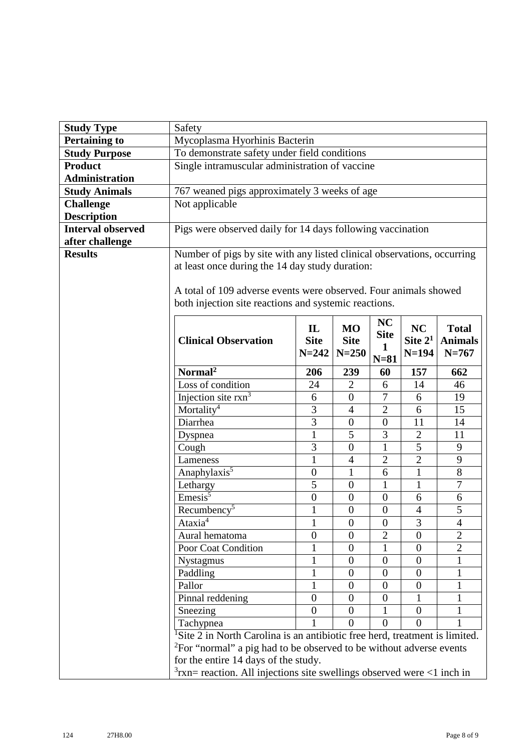| Study Type | Safety |
| --- | --- |
| **Pertaining to** | Mycoplasma Hyorhinis Bacterin |
| **Study Purpose** | To demonstrate safety under field conditions |
| **Product Administration** | Single intramuscular administration of vaccine |
| **Study Animals** | 767 weaned pigs approximately 3 weeks of age |
| **Challenge Description** | Not applicable |
| **Interval observed after challenge** | Pigs were observed daily for 14 days following vaccination |
| **Results** | Number of pigs by site with any listed clinical observations, occurring at least once during the 14 day study duration: A total of 109 adverse events were observed. Four animals showed both injection site reactions and systemic reactions. |

| Clinical Observation | IL Site N=242 | MO Site N=250 | NC Site 1 N=81 | NC Site 2[1] N=194 | Total Animals N=767 |
| --- | --- | --- | --- | --- | --- |
| **Normal[2]** | **206** | **239** | **60** | **157** | **662** |
| Loss of condition | 24 | 2 | 6 | 14 | 46 |
| Injection site rxn[3] | 6 | 0 | 7 | 6 | 19 |
| Mortality[4] | 3 | 4 | 2 | 6 | 15 |
| Diarrhea | 3 | 0 | 0 | 11 | 14 |
| Dyspnea | 1 | 5 | 3 | 2 | 11 |
| Cough | 3 | 0 | 1 | 5 | 9 |
| Lameness | 1 | 4 | 2 | 2 | 9 |
| Anaphylaxis[5] | 0 | 1 | 6 | 1 | 8 |
| Lethargy | 5 | 0 | 1 | 1 | 7 |
| Emesis[5] | 0 | 0 | 0 | 6 | 6 |
| Recumbency[5] | 1 | 0 | 0 | 4 | 5 |
| Ataxia[4] | 1 | 0 | 0 | 3 | 4 |
| Aural hematoma | 0 | 0 | 2 | 0 | 2 |
| Poor Coat Condition | 1 | 0 | 1 | 0 | 2 |
| Nystagmus | 1 | 0 | 0 | 0 | 1 |
| Paddling | 1 | 0 | 0 | 0 | 1 |
| Pallor | 1 | 0 | 0 | 0 | 1 |
| Pinnal reddening | 0 | 0 | 0 | 1 | 1 |
| Sneezing | 0 | 0 | 1 | 0 | 1 |
| Tachypnea | 1 | 0 | 0 | 0 | 1 |

[1]Site 2 in North Carolina is an antibiotic free herd, treatment is limited.

[2]For "normal" a pig had to be observed to be without adverse events for the entire 14 days of the study.

[3]rxn= reaction. All injections site swellings observed were <1 inch in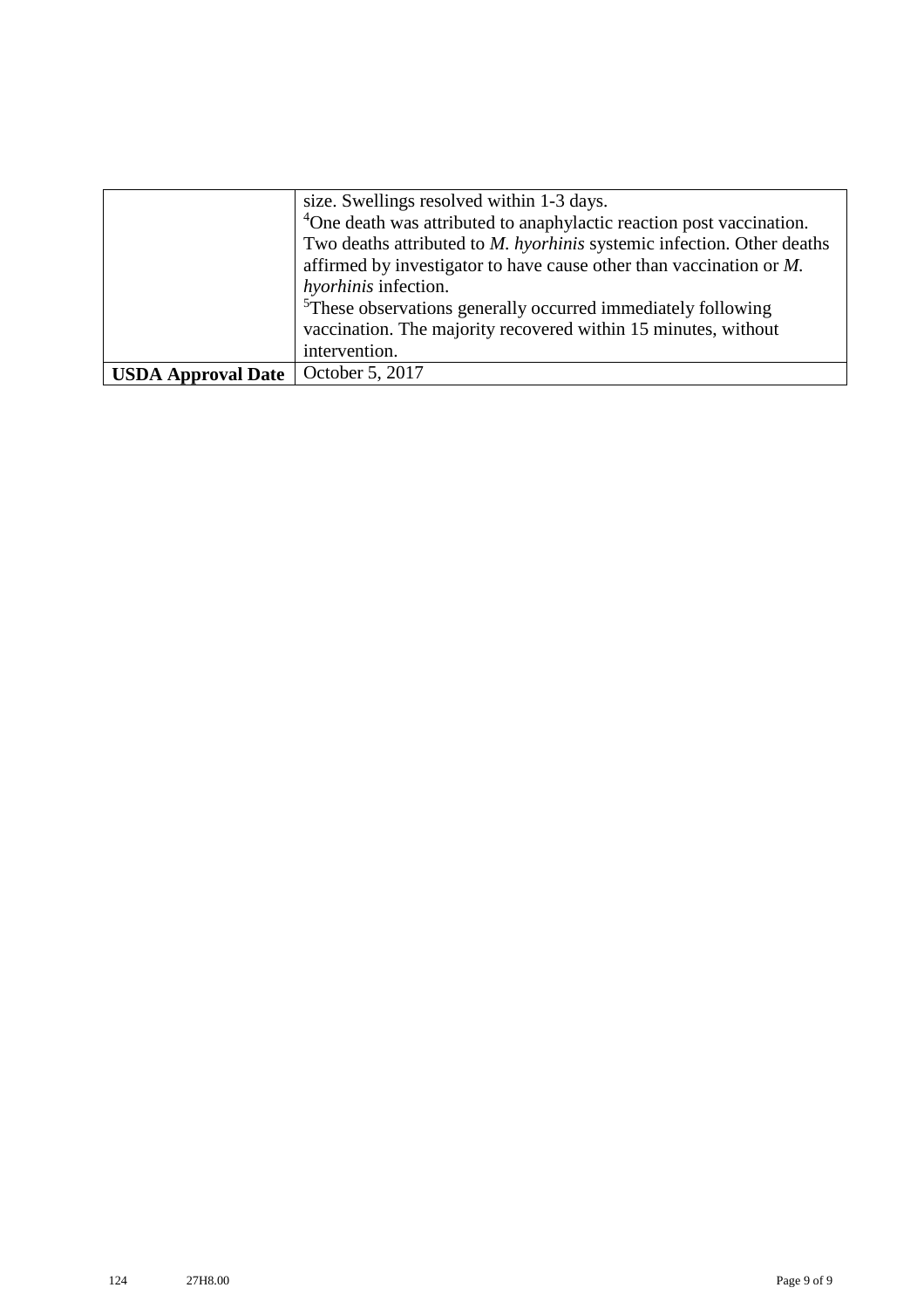| | |
|---|---|
| | size. Swellings resolved within 1-3 days.<br>[4]One death was attributed to anaphylactic reaction post vaccination. Two deaths attributed to *M. hyorhinis* systemic infection. Other deaths affirmed by investigator to have cause other than vaccination or *M. hyorhinis* infection.<br>[5]These observations generally occurred immediately following vaccination. The majority recovered within 15 minutes, without intervention. |
| **USDA Approval Date** | October 5, 2017 |